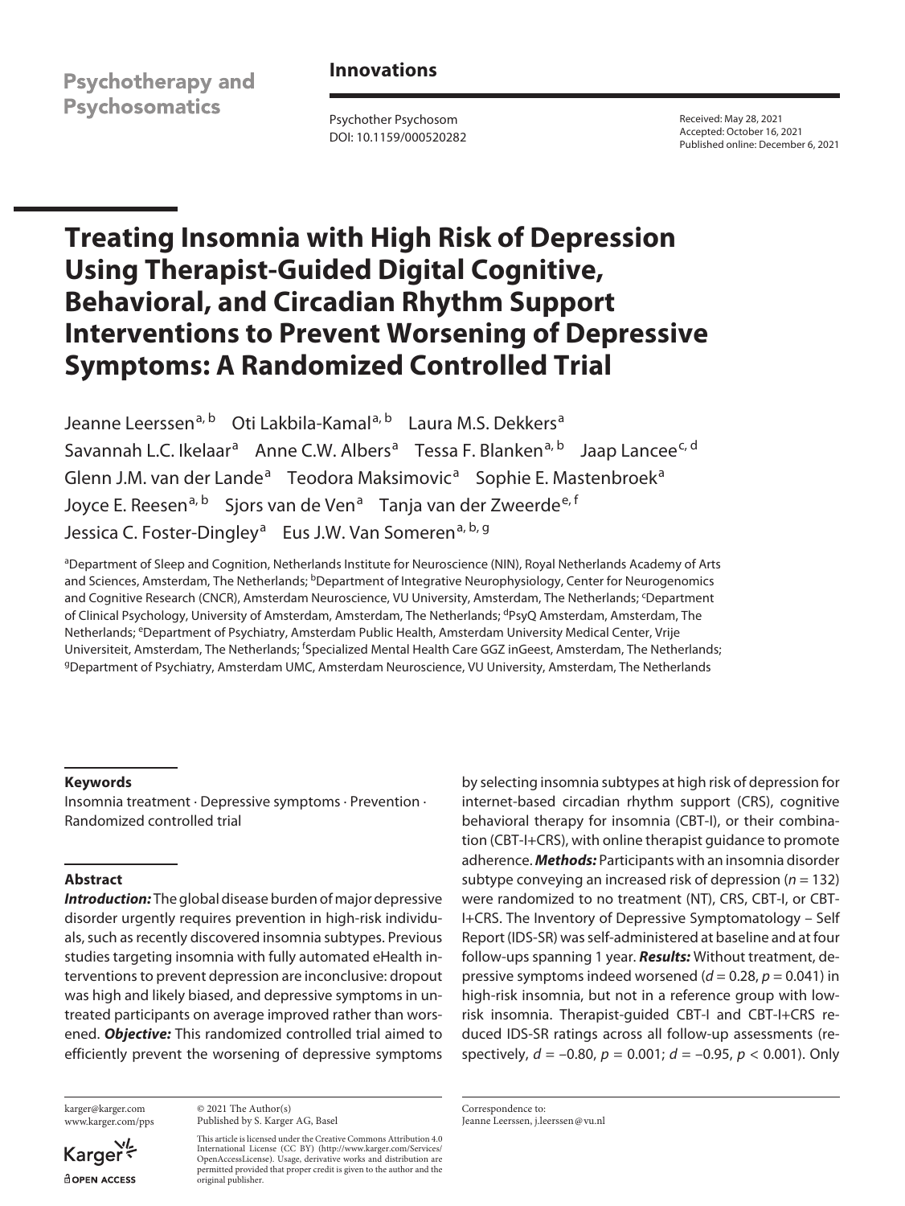Psychotherapy and Psychosomatics

**Innovations**

Psychother Psychosom
DOI: 10.1159/000520282

Received: May 28, 2021
Accepted: October 16, 2021
Published online: December 6, 2021

# Treating Insomnia with High Risk of Depression Using Therapist-Guided Digital Cognitive, Behavioral, and Circadian Rhythm Support Interventions to Prevent Worsening of Depressive Symptoms: A Randomized Controlled Trial

Jeanne Leerssen[a, b] Oti Lakbila-Kamal[a, b] Laura M.S. Dekkers[a] Savannah L.C. Ikelaar[a] Anne C.W. Albers[a] Tessa F. Blanken[a, b] Jaap Lancee[c, d] Glenn J.M. van der Lande[a] Teodora Maksimovic[a] Sophie E. Mastenbroek[a] Joyce E. Reesen[a, b] Sjors van de Ven[a] Tanja van der Zweerde[e, f] Jessica C. Foster-Dingley[a] Eus J.W. Van Someren[a, b, g]

[a]Department of Sleep and Cognition, Netherlands Institute for Neuroscience (NIN), Royal Netherlands Academy of Arts and Sciences, Amsterdam, The Netherlands; [b]Department of Integrative Neurophysiology, Center for Neurogenomics and Cognitive Research (CNCR), Amsterdam Neuroscience, VU University, Amsterdam, The Netherlands; [c]Department of Clinical Psychology, University of Amsterdam, Amsterdam, The Netherlands; [d]PsyQ Amsterdam, Amsterdam, The Netherlands; [e]Department of Psychiatry, Amsterdam Public Health, Amsterdam University Medical Center, Vrije Universiteit, Amsterdam, The Netherlands; [f]Specialized Mental Health Care GGZ inGeest, Amsterdam, The Netherlands; [g]Department of Psychiatry, Amsterdam UMC, Amsterdam Neuroscience, VU University, Amsterdam, The Netherlands

## Keywords

Insomnia treatment · Depressive symptoms · Prevention · Randomized controlled trial

## Abstract

***Introduction:*** The global disease burden of major depressive disorder urgently requires prevention in high-risk individuals, such as recently discovered insomnia subtypes. Previous studies targeting insomnia with fully automated eHealth interventions to prevent depression are inconclusive: dropout was high and likely biased, and depressive symptoms in untreated participants on average improved rather than worsened. ***Objective:*** This randomized controlled trial aimed to efficiently prevent the worsening of depressive symptoms by selecting insomnia subtypes at high risk of depression for internet-based circadian rhythm support (CRS), cognitive behavioral therapy for insomnia (CBT-I), or their combination (CBT-I+CRS), with online therapist guidance to promote adherence. ***Methods:*** Participants with an insomnia disorder subtype conveying an increased risk of depression ($n = 132$) were randomized to no treatment (NT), CRS, CBT-I, or CBT-I+CRS. The Inventory of Depressive Symptomatology – Self Report (IDS-SR) was self-administered at baseline and at four follow-ups spanning 1 year. ***Results:*** Without treatment, depressive symptoms indeed worsened ($d = 0.28$, $p = 0.041$) in high-risk insomnia, but not in a reference group with low-risk insomnia. Therapist-guided CBT-I and CBT-I+CRS reduced IDS-SR ratings across all follow-up assessments (respectively, $d = -0.80$, $p = 0.001$; $d = -0.95$, $p < 0.001$). Only

karger@karger.com
www.karger.com/pps

© 2021 The Author(s)
Published by S. Karger AG, Basel

This article is licensed under the Creative Commons Attribution 4.0 International License (CC BY) (http://www.karger.com/Services/OpenAccessLicense). Usage, derivative works and distribution are permitted provided that proper credit is given to the author and the original publisher.

Correspondence to:
Jeanne Leerssen, j.leerssen@vu.nl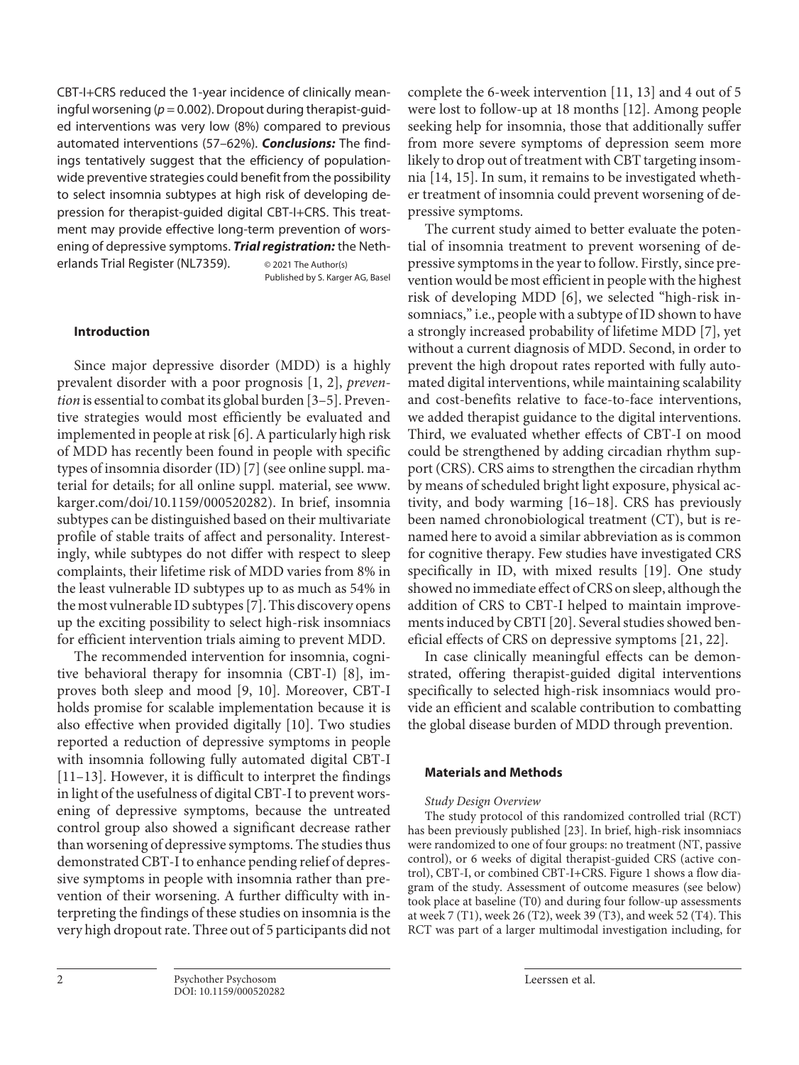CBT-I+CRS reduced the 1-year incidence of clinically meaningful worsening ($p = 0.002$). Dropout during therapist-guided interventions was very low (8%) compared to previous automated interventions (57–62%). ***Conclusions:*** The findings tentatively suggest that the efficiency of population-wide preventive strategies could benefit from the possibility to select insomnia subtypes at high risk of developing depression for therapist-guided digital CBT-I+CRS. This treatment may provide effective long-term prevention of worsening of depressive symptoms. ***Trial registration:*** the Netherlands Trial Register (NL7359).

© 2021 The Author(s)
Published by S. Karger AG, Basel

## Introduction

Since major depressive disorder (MDD) is a highly prevalent disorder with a poor prognosis [1, 2], *prevention* is essential to combat its global burden [3–5]. Preventive strategies would most efficiently be evaluated and implemented in people at risk [6]. A particularly high risk of MDD has recently been found in people with specific types of insomnia disorder (ID) [7] (see online suppl. material for details; for all online suppl. material, see www.karger.com/doi/10.1159/000520282). In brief, insomnia subtypes can be distinguished based on their multivariate profile of stable traits of affect and personality. Interestingly, while subtypes do not differ with respect to sleep complaints, their lifetime risk of MDD varies from 8% in the least vulnerable ID subtypes up to as much as 54% in the most vulnerable ID subtypes [7]. This discovery opens up the exciting possibility to select high-risk insomniacs for efficient intervention trials aiming to prevent MDD.

The recommended intervention for insomnia, cognitive behavioral therapy for insomnia (CBT-I) [8], improves both sleep and mood [9, 10]. Moreover, CBT-I holds promise for scalable implementation because it is also effective when provided digitally [10]. Two studies reported a reduction of depressive symptoms in people with insomnia following fully automated digital CBT-I [11–13]. However, it is difficult to interpret the findings in light of the usefulness of digital CBT-I to prevent worsening of depressive symptoms, because the untreated control group also showed a significant decrease rather than worsening of depressive symptoms. The studies thus demonstrated CBT-I to enhance pending relief of depressive symptoms in people with insomnia rather than prevention of their worsening. A further difficulty with interpreting the findings of these studies on insomnia is the very high dropout rate. Three out of 5 participants did not complete the 6-week intervention [11, 13] and 4 out of 5 were lost to follow-up at 18 months [12]. Among people seeking help for insomnia, those that additionally suffer from more severe symptoms of depression seem more likely to drop out of treatment with CBT targeting insomnia [14, 15]. In sum, it remains to be investigated whether treatment of insomnia could prevent worsening of depressive symptoms.

The current study aimed to better evaluate the potential of insomnia treatment to prevent worsening of depressive symptoms in the year to follow. Firstly, since prevention would be most efficient in people with the highest risk of developing MDD [6], we selected "high-risk insomniacs," i.e., people with a subtype of ID shown to have a strongly increased probability of lifetime MDD [7], yet without a current diagnosis of MDD. Second, in order to prevent the high dropout rates reported with fully automated digital interventions, while maintaining scalability and cost-benefits relative to face-to-face interventions, we added therapist guidance to the digital interventions. Third, we evaluated whether effects of CBT-I on mood could be strengthened by adding circadian rhythm support (CRS). CRS aims to strengthen the circadian rhythm by means of scheduled bright light exposure, physical activity, and body warming [16–18]. CRS has previously been named chronobiological treatment (CT), but is renamed here to avoid a similar abbreviation as is common for cognitive therapy. Few studies have investigated CRS specifically in ID, with mixed results [19]. One study showed no immediate effect of CRS on sleep, although the addition of CRS to CBT-I helped to maintain improvements induced by CBTI [20]. Several studies showed beneficial effects of CRS on depressive symptoms [21, 22].

In case clinically meaningful effects can be demonstrated, offering therapist-guided digital interventions specifically to selected high-risk insomniacs would provide an efficient and scalable contribution to combatting the global disease burden of MDD through prevention.

## Materials and Methods

*Study Design Overview*

The study protocol of this randomized controlled trial (RCT) has been previously published [23]. In brief, high-risk insomniacs were randomized to one of four groups: no treatment (NT, passive control), or 6 weeks of digital therapist-guided CRS (active control), CBT-I, or combined CBT-I+CRS. Figure 1 shows a flow diagram of the study. Assessment of outcome measures (see below) took place at baseline (T0) and during four follow-up assessments at week 7 (T1), week 26 (T2), week 39 (T3), and week 52 (T4). This RCT was part of a larger multimodal investigation including, for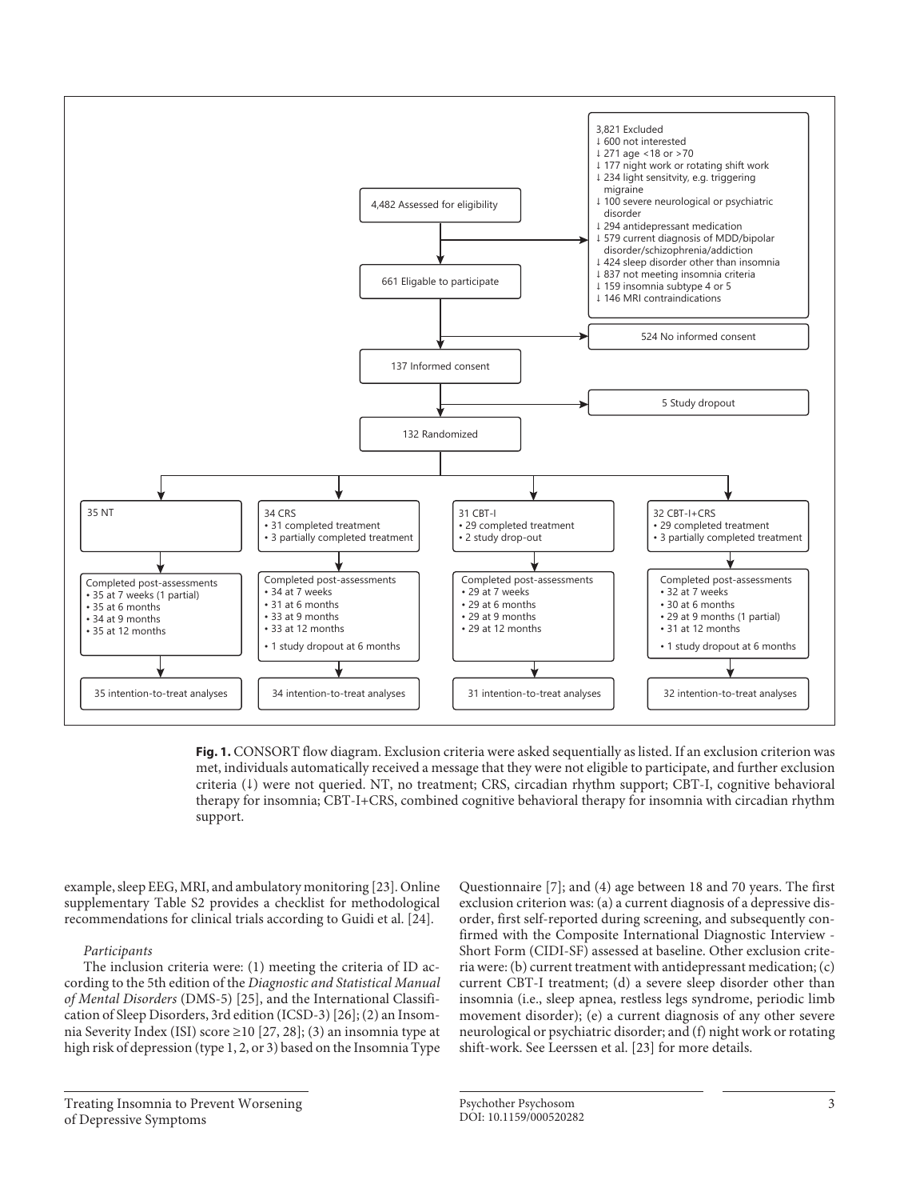4,482 Assessed for eligibility

3,821 Excluded
- ↓ 600 not interested
- ↓ 271 age <18 or >70
- ↓ 177 night work or rotating shift work
- ↓ 234 light sensitvity, e.g. triggering migraine
- ↓ 100 severe neurological or psychiatric disorder
- ↓ 294 antidepressant medication
- ↓ 579 current diagnosis of MDD/bipolar disorder/schizophrenia/addiction
- ↓ 424 sleep disorder other than insomnia
- ↓ 837 not meeting insomnia criteria
- ↓ 159 insomnia subtype 4 or 5
- ↓ 146 MRI contraindications

661 Eligable to participate

524 No informed consent

137 Informed consent

5 Study dropout

132 Randomized

| 35 NT | 34 CRS | 31 CBT-I | 32 CBT-I+CRS |
| --- | --- | --- | --- |
| | • 31 completed treatment<br>• 3 partially completed treatment | • 29 completed treatment<br>• 2 study drop-out | • 29 completed treatment<br>• 3 partially completed treatment |
| Completed post-assessments<br>• 35 at 7 weeks (1 partial)<br>• 35 at 6 months<br>• 34 at 9 months<br>• 35 at 12 months | Completed post-assessments<br>• 34 at 7 weeks<br>• 31 at 6 months<br>• 33 at 9 months<br>• 33 at 12 months<br>• 1 study dropout at 6 months | Completed post-assessments<br>• 29 at 7 weeks<br>• 29 at 6 months<br>• 29 at 9 months<br>• 29 at 12 months | Completed post-assessments<br>• 32 at 7 weeks<br>• 30 at 6 months<br>• 29 at 9 months (1 partial)<br>• 31 at 12 months<br>• 1 study dropout at 6 months |
| 35 intention-to-treat analyses | 34 intention-to-treat analyses | 31 intention-to-treat analyses | 32 intention-to-treat analyses |

**Fig. 1.** CONSORT flow diagram. Exclusion criteria were asked sequentially as listed. If an exclusion criterion was met, individuals automatically received a message that they were not eligible to participate, and further exclusion criteria (↓) were not queried. NT, no treatment; CRS, circadian rhythm support; CBT-I, cognitive behavioral therapy for insomnia; CBT-I+CRS, combined cognitive behavioral therapy for insomnia with circadian rhythm support.

example, sleep EEG, MRI, and ambulatory monitoring [23]. Online supplementary Table S2 provides a checklist for methodological recommendations for clinical trials according to Guidi et al. [24].

*Participants*

The inclusion criteria were: (1) meeting the criteria of ID according to the 5th edition of the *Diagnostic and Statistical Manual of Mental Disorders* (DMS-5) [25], and the International Classification of Sleep Disorders, 3rd edition (ICSD-3) [26]; (2) an Insomnia Severity Index (ISI) score ≥10 [27, 28]; (3) an insomnia type at high risk of depression (type 1, 2, or 3) based on the Insomnia Type Questionnaire [7]; and (4) age between 18 and 70 years. The first exclusion criterion was: (a) a current diagnosis of a depressive disorder, first self-reported during screening, and subsequently confirmed with the Composite International Diagnostic Interview - Short Form (CIDI-SF) assessed at baseline. Other exclusion criteria were: (b) current treatment with antidepressant medication; (c) current CBT-I treatment; (d) a severe sleep disorder other than insomnia (i.e., sleep apnea, restless legs syndrome, periodic limb movement disorder); (e) a current diagnosis of any other severe neurological or psychiatric disorder; and (f) night work or rotating shift-work. See Leerssen et al. [23] for more details.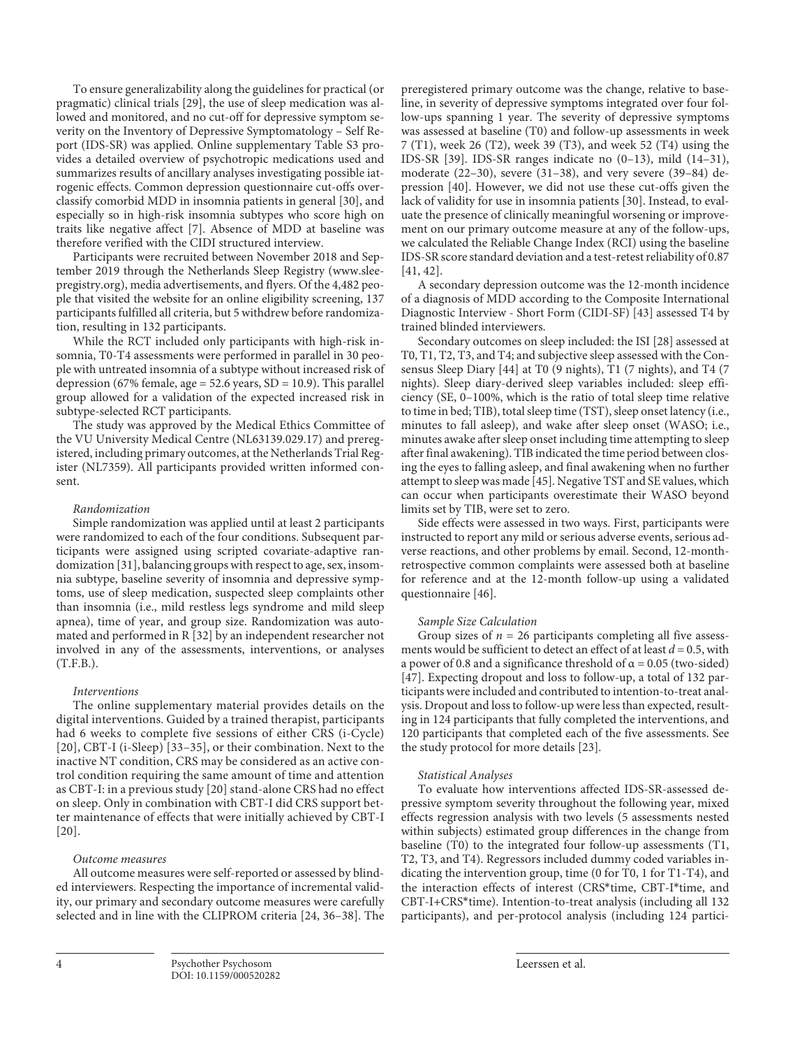To ensure generalizability along the guidelines for practical (or pragmatic) clinical trials [29], the use of sleep medication was allowed and monitored, and no cut-off for depressive symptom severity on the Inventory of Depressive Symptomatology – Self Report (IDS-SR) was applied. Online supplementary Table S3 provides a detailed overview of psychotropic medications used and summarizes results of ancillary analyses investigating possible iatrogenic effects. Common depression questionnaire cut-offs overclassify comorbid MDD in insomnia patients in general [30], and especially so in high-risk insomnia subtypes who score high on traits like negative affect [7]. Absence of MDD at baseline was therefore verified with the CIDI structured interview.

Participants were recruited between November 2018 and September 2019 through the Netherlands Sleep Registry (www.sleepregistry.org), media advertisements, and flyers. Of the 4,482 people that visited the website for an online eligibility screening, 137 participants fulfilled all criteria, but 5 withdrew before randomization, resulting in 132 participants.

While the RCT included only participants with high-risk insomnia, T0-T4 assessments were performed in parallel in 30 people with untreated insomnia of a subtype without increased risk of depression (67% female, age = 52.6 years, SD = 10.9). This parallel group allowed for a validation of the expected increased risk in subtype-selected RCT participants.

The study was approved by the Medical Ethics Committee of the VU University Medical Centre (NL63139.029.17) and preregistered, including primary outcomes, at the Netherlands Trial Register (NL7359). All participants provided written informed consent.

### *Randomization*

Simple randomization was applied until at least 2 participants were randomized to each of the four conditions. Subsequent participants were assigned using scripted covariate-adaptive randomization [31], balancing groups with respect to age, sex, insomnia subtype, baseline severity of insomnia and depressive symptoms, use of sleep medication, suspected sleep complaints other than insomnia (i.e., mild restless legs syndrome and mild sleep apnea), time of year, and group size. Randomization was automated and performed in R [32] by an independent researcher not involved in any of the assessments, interventions, or analyses (T.F.B.).

### *Interventions*

The online supplementary material provides details on the digital interventions. Guided by a trained therapist, participants had 6 weeks to complete five sessions of either CRS (i-Cycle) [20], CBT-I (i-Sleep) [33–35], or their combination. Next to the inactive NT condition, CRS may be considered as an active control condition requiring the same amount of time and attention as CBT-I: in a previous study [20] stand-alone CRS had no effect on sleep. Only in combination with CBT-I did CRS support better maintenance of effects that were initially achieved by CBT-I [20].

### *Outcome measures*

All outcome measures were self-reported or assessed by blinded interviewers. Respecting the importance of incremental validity, our primary and secondary outcome measures were carefully selected and in line with the CLIPROM criteria [24, 36–38]. The preregistered primary outcome was the change, relative to baseline, in severity of depressive symptoms integrated over four follow-ups spanning 1 year. The severity of depressive symptoms was assessed at baseline (T0) and follow-up assessments in week 7 (T1), week 26 (T2), week 39 (T3), and week 52 (T4) using the IDS-SR [39]. IDS-SR ranges indicate no (0–13), mild (14–31), moderate (22–30), severe (31–38), and very severe (39–84) depression [40]. However, we did not use these cut-offs given the lack of validity for use in insomnia patients [30]. Instead, to evaluate the presence of clinically meaningful worsening or improvement on our primary outcome measure at any of the follow-ups, we calculated the Reliable Change Index (RCI) using the baseline IDS-SR score standard deviation and a test-retest reliability of 0.87 [41, 42].

A secondary depression outcome was the 12-month incidence of a diagnosis of MDD according to the Composite International Diagnostic Interview - Short Form (CIDI-SF) [43] assessed T4 by trained blinded interviewers.

Secondary outcomes on sleep included: the ISI [28] assessed at T0, T1, T2, T3, and T4; and subjective sleep assessed with the Consensus Sleep Diary [44] at T0 (9 nights), T1 (7 nights), and T4 (7 nights). Sleep diary-derived sleep variables included: sleep efficiency (SE, 0–100%, which is the ratio of total sleep time relative to time in bed; TIB), total sleep time (TST), sleep onset latency (i.e., minutes to fall asleep), and wake after sleep onset (WASO; i.e., minutes awake after sleep onset including time attempting to sleep after final awakening). TIB indicated the time period between closing the eyes to falling asleep, and final awakening when no further attempt to sleep was made [45]. Negative TST and SE values, which can occur when participants overestimate their WASO beyond limits set by TIB, were set to zero.

Side effects were assessed in two ways. First, participants were instructed to report any mild or serious adverse events, serious adverse reactions, and other problems by email. Second, 12-month-retrospective common complaints were assessed both at baseline for reference and at the 12-month follow-up using a validated questionnaire [46].

### *Sample Size Calculation*

Group sizes of $n = 26$ participants completing all five assessments would be sufficient to detect an effect of at least $d = 0.5$, with a power of 0.8 and a significance threshold of $\alpha = 0.05$ (two-sided) [47]. Expecting dropout and loss to follow-up, a total of 132 participants were included and contributed to intention-to-treat analysis. Dropout and loss to follow-up were less than expected, resulting in 124 participants that fully completed the interventions, and 120 participants that completed each of the five assessments. See the study protocol for more details [23].

### *Statistical Analyses*

To evaluate how interventions affected IDS-SR-assessed depressive symptom severity throughout the following year, mixed effects regression analysis with two levels (5 assessments nested within subjects) estimated group differences in the change from baseline (T0) to the integrated four follow-up assessments (T1, T2, T3, and T4). Regressors included dummy coded variables indicating the intervention group, time (0 for T0, 1 for T1-T4), and the interaction effects of interest (CRS\*time, CBT-I\*time, and CBT-I+CRS\*time). Intention-to-treat analysis (including all 132 participants), and per-protocol analysis (including 124 partici-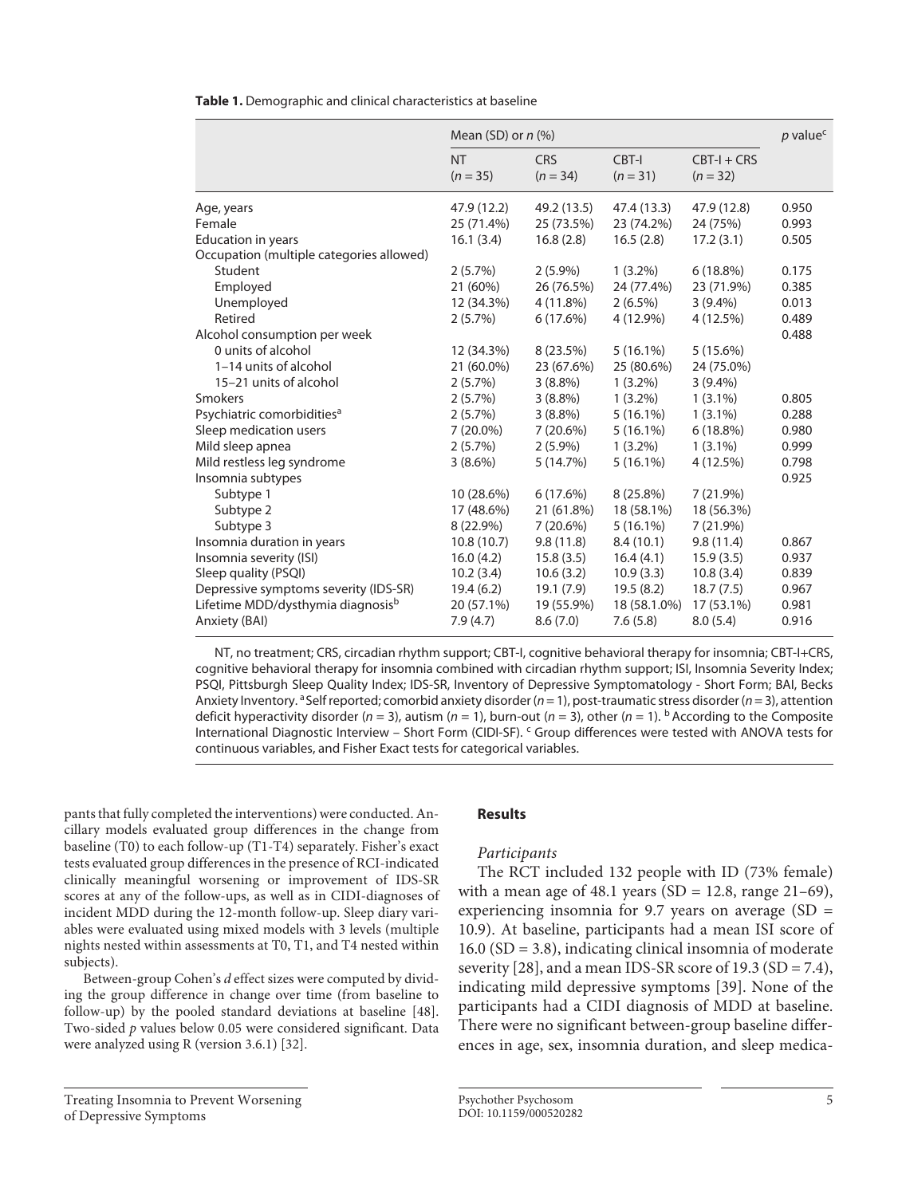**Table 1.** Demographic and clinical characteristics at baseline

| | Mean (SD) or *n* (%) | | | | *p* value[c] |
|---|---|---|---|---|---|
| | NT (*n* = 35) | CRS (*n* = 34) | CBT-I (*n* = 31) | CBT-I + CRS (*n* = 32) | |
| Age, years | 47.9 (12.2) | 49.2 (13.5) | 47.4 (13.3) | 47.9 (12.8) | 0.950 |
| Female | 25 (71.4%) | 25 (73.5%) | 23 (74.2%) | 24 (75%) | 0.993 |
| Education in years | 16.1 (3.4) | 16.8 (2.8) | 16.5 (2.8) | 17.2 (3.1) | 0.505 |
| Occupation (multiple categories allowed) | | | | | |
| Student | 2 (5.7%) | 2 (5.9%) | 1 (3.2%) | 6 (18.8%) | 0.175 |
| Employed | 21 (60%) | 26 (76.5%) | 24 (77.4%) | 23 (71.9%) | 0.385 |
| Unemployed | 12 (34.3%) | 4 (11.8%) | 2 (6.5%) | 3 (9.4%) | 0.013 |
| Retired | 2 (5.7%) | 6 (17.6%) | 4 (12.9%) | 4 (12.5%) | 0.489 |
| Alcohol consumption per week | | | | | 0.488 |
| 0 units of alcohol | 12 (34.3%) | 8 (23.5%) | 5 (16.1%) | 5 (15.6%) | |
| 1–14 units of alcohol | 21 (60.0%) | 23 (67.6%) | 25 (80.6%) | 24 (75.0%) | |
| 15–21 units of alcohol | 2 (5.7%) | 3 (8.8%) | 1 (3.2%) | 3 (9.4%) | |
| Smokers | 2 (5.7%) | 3 (8.8%) | 1 (3.2%) | 1 (3.1%) | 0.805 |
| Psychiatric comorbidities[a] | 2 (5.7%) | 3 (8.8%) | 5 (16.1%) | 1 (3.1%) | 0.288 |
| Sleep medication users | 7 (20.0%) | 7 (20.6%) | 5 (16.1%) | 6 (18.8%) | 0.980 |
| Mild sleep apnea | 2 (5.7%) | 2 (5.9%) | 1 (3.2%) | 1 (3.1%) | 0.999 |
| Mild restless leg syndrome | 3 (8.6%) | 5 (14.7%) | 5 (16.1%) | 4 (12.5%) | 0.798 |
| Insomnia subtypes | | | | | 0.925 |
| Subtype 1 | 10 (28.6%) | 6 (17.6%) | 8 (25.8%) | 7 (21.9%) | |
| Subtype 2 | 17 (48.6%) | 21 (61.8%) | 18 (58.1%) | 18 (56.3%) | |
| Subtype 3 | 8 (22.9%) | 7 (20.6%) | 5 (16.1%) | 7 (21.9%) | |
| Insomnia duration in years | 10.8 (10.7) | 9.8 (11.8) | 8.4 (10.1) | 9.8 (11.4) | 0.867 |
| Insomnia severity (ISI) | 16.0 (4.2) | 15.8 (3.5) | 16.4 (4.1) | 15.9 (3.5) | 0.937 |
| Sleep quality (PSQI) | 10.2 (3.4) | 10.6 (3.2) | 10.9 (3.3) | 10.8 (3.4) | 0.839 |
| Depressive symptoms severity (IDS-SR) | 19.4 (6.2) | 19.1 (7.9) | 19.5 (8.2) | 18.7 (7.5) | 0.967 |
| Lifetime MDD/dysthymia diagnosis[b] | 20 (57.1%) | 19 (55.9%) | 18 (58.1.0%) | 17 (53.1%) | 0.981 |
| Anxiety (BAI) | 7.9 (4.7) | 8.6 (7.0) | 7.6 (5.8) | 8.0 (5.4) | 0.916 |

NT, no treatment; CRS, circadian rhythm support; CBT-I, cognitive behavioral therapy for insomnia; CBT-I+CRS, cognitive behavioral therapy for insomnia combined with circadian rhythm support; ISI, Insomnia Severity Index; PSQI, Pittsburgh Sleep Quality Index; IDS-SR, Inventory of Depressive Symptomatology - Short Form; BAI, Becks Anxiety Inventory. [a] Self reported; comorbid anxiety disorder (*n* = 1), post-traumatic stress disorder (*n* = 3), attention deficit hyperactivity disorder (*n* = 3), autism (*n* = 1), burn-out (*n* = 3), other (*n* = 1). [b] According to the Composite International Diagnostic Interview – Short Form (CIDI-SF). [c] Group differences were tested with ANOVA tests for continuous variables, and Fisher Exact tests for categorical variables.

pants that fully completed the interventions) were conducted. Ancillary models evaluated group differences in the change from baseline (T0) to each follow-up (T1-T4) separately. Fisher's exact tests evaluated group differences in the presence of RCI-indicated clinically meaningful worsening or improvement of IDS-SR scores at any of the follow-ups, as well as in CIDI-diagnoses of incident MDD during the 12-month follow-up. Sleep diary variables were evaluated using mixed models with 3 levels (multiple nights nested within assessments at T0, T1, and T4 nested within subjects).

Between-group Cohen's *d* effect sizes were computed by dividing the group difference in change over time (from baseline to follow-up) by the pooled standard deviations at baseline [48]. Two-sided *p* values below 0.05 were considered significant. Data were analyzed using R (version 3.6.1) [32].

## Results

### Participants

The RCT included 132 people with ID (73% female) with a mean age of 48.1 years (SD = 12.8, range 21–69), experiencing insomnia for 9.7 years on average (SD = 10.9). At baseline, participants had a mean ISI score of 16.0 (SD = 3.8), indicating clinical insomnia of moderate severity [28], and a mean IDS-SR score of 19.3 (SD = 7.4), indicating mild depressive symptoms [39]. None of the participants had a CIDI diagnosis of MDD at baseline. There were no significant between-group baseline differences in age, sex, insomnia duration, and sleep medica-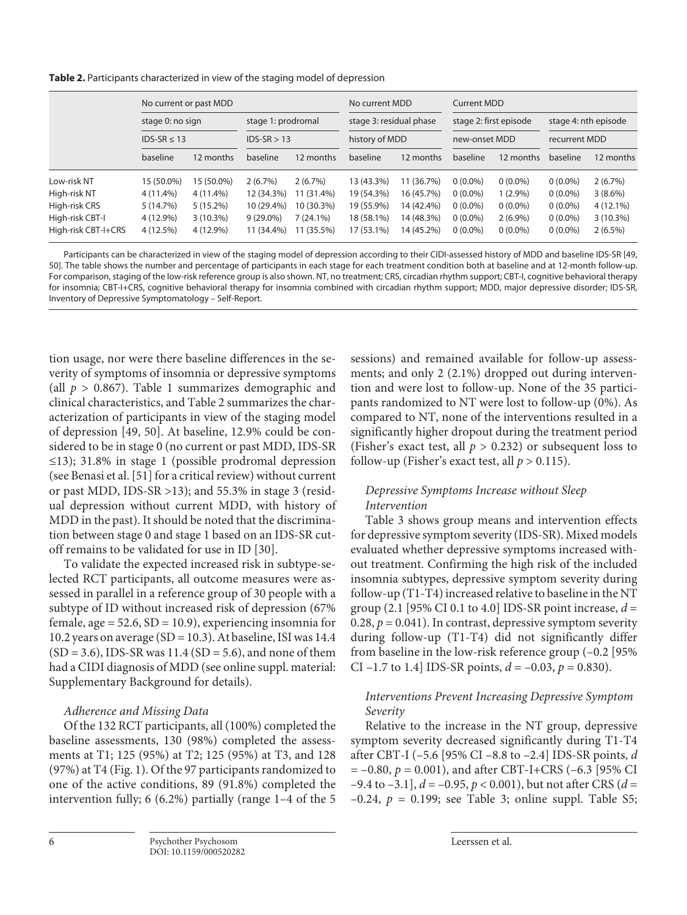**Table 2.** Participants characterized in view of the staging model of depression

| | No current or past MDD | | | | No current MDD | | Current MDD | | | |
|---|---|---|---|---|---|---|---|---|---|---|
| | stage 0: no sign | | stage 1: prodromal | | stage 3: residual phase | | stage 2: first episode | | stage 4: nth episode | |
| | IDS-SR ≤ 13 | | IDS-SR > 13 | | history of MDD | | new-onset MDD | | recurrent MDD | |
| | baseline | 12 months | baseline | 12 months | baseline | 12 months | baseline | 12 months | baseline | 12 months |
| Low-risk NT | 15 (50.0%) | 15 (50.0%) | 2 (6.7%) | 2 (6.7%) | 13 (43.3%) | 11 (36.7%) | 0 (0.0%) | 0 (0.0%) | 0 (0.0%) | 2 (6.7%) |
| High-risk NT | 4 (11.4%) | 4 (11.4%) | 12 (34.3%) | 11 (31.4%) | 19 (54.3%) | 16 (45.7%) | 0 (0.0%) | 1 (2.9%) | 0 (0.0%) | 3 (8.6%) |
| High-risk CRS | 5 (14.7%) | 5 (15.2%) | 10 (29.4%) | 10 (30.3%) | 19 (55.9%) | 14 (42.4%) | 0 (0.0%) | 0 (0.0%) | 0 (0.0%) | 4 (12.1%) |
| High-risk CBT-I | 4 (12.9%) | 3 (10.3%) | 9 (29.0%) | 7 (24.1%) | 18 (58.1%) | 14 (48.3%) | 0 (0.0%) | 2 (6.9%) | 0 (0.0%) | 3 (10.3%) |
| High-risk CBT-I+CRS | 4 (12.5%) | 4 (12.9%) | 11 (34.4%) | 11 (35.5%) | 17 (53.1%) | 14 (45.2%) | 0 (0.0%) | 0 (0.0%) | 0 (0.0%) | 2 (6.5%) |

Participants can be characterized in view of the staging model of depression according to their CIDI-assessed history of MDD and baseline IDS-SR [49, 50]. The table shows the number and percentage of participants in each stage for each treatment condition both at baseline and at 12-month follow-up. For comparison, staging of the low-risk reference group is also shown. NT, no treatment; CRS, circadian rhythm support; CBT-I, cognitive behavioral therapy for insomnia; CBT-I+CRS, cognitive behavioral therapy for insomnia combined with circadian rhythm support; MDD, major depressive disorder; IDS-SR, Inventory of Depressive Symptomatology – Self-Report.

tion usage, nor were there baseline differences in the severity of symptoms of insomnia or depressive symptoms (all $p > 0.867$). Table 1 summarizes demographic and clinical characteristics, and Table 2 summarizes the characterization of participants in view of the staging model of depression [49, 50]. At baseline, 12.9% could be considered to be in stage 0 (no current or past MDD, IDS-SR ≤13); 31.8% in stage 1 (possible prodromal depression (see Benasi et al. [51] for a critical review) without current or past MDD, IDS-SR >13); and 55.3% in stage 3 (residual depression without current MDD, with history of MDD in the past). It should be noted that the discrimination between stage 0 and stage 1 based on an IDS-SR cutoff remains to be validated for use in ID [30].

To validate the expected increased risk in subtype-selected RCT participants, all outcome measures were assessed in parallel in a reference group of 30 people with a subtype of ID without increased risk of depression (67% female, age = 52.6, SD = 10.9), experiencing insomnia for 10.2 years on average (SD = 10.3). At baseline, ISI was 14.4 (SD = 3.6), IDS-SR was 11.4 (SD = 5.6), and none of them had a CIDI diagnosis of MDD (see online suppl. material: Supplementary Background for details).

### *Adherence and Missing Data*

Of the 132 RCT participants, all (100%) completed the baseline assessments, 130 (98%) completed the assessments at T1; 125 (95%) at T2; 125 (95%) at T3, and 128 (97%) at T4 (Fig. 1). Of the 97 participants randomized to one of the active conditions, 89 (91.8%) completed the intervention fully; 6 (6.2%) partially (range 1–4 of the 5 sessions) and remained available for follow-up assessments; and only 2 (2.1%) dropped out during intervention and were lost to follow-up. None of the 35 participants randomized to NT were lost to follow-up (0%). As compared to NT, none of the interventions resulted in a significantly higher dropout during the treatment period (Fisher's exact test, all $p > 0.232$) or subsequent loss to follow-up (Fisher's exact test, all $p > 0.115$).

### *Depressive Symptoms Increase without Sleep Intervention*

Table 3 shows group means and intervention effects for depressive symptom severity (IDS-SR). Mixed models evaluated whether depressive symptoms increased without treatment. Confirming the high risk of the included insomnia subtypes, depressive symptom severity during follow-up (T1-T4) increased relative to baseline in the NT group (2.1 [95% CI 0.1 to 4.0] IDS-SR point increase, $d = 0.28$, $p = 0.041$). In contrast, depressive symptom severity during follow-up (T1-T4) did not significantly differ from baseline in the low-risk reference group (–0.2 [95% CI –1.7 to 1.4] IDS-SR points, $d = -0.03$, $p = 0.830$).

### *Interventions Prevent Increasing Depressive Symptom Severity*

Relative to the increase in the NT group, depressive symptom severity decreased significantly during T1-T4 after CBT-I (–5.6 [95% CI –8.8 to –2.4] IDS-SR points, $d = -0.80$, $p = 0.001$), and after CBT-I+CRS (–6.3 [95% CI –9.4 to –3.1], $d = -0.95$, $p < 0.001$), but not after CRS ($d = -0.24$, $p = 0.199$; see Table 3; online suppl. Table S5;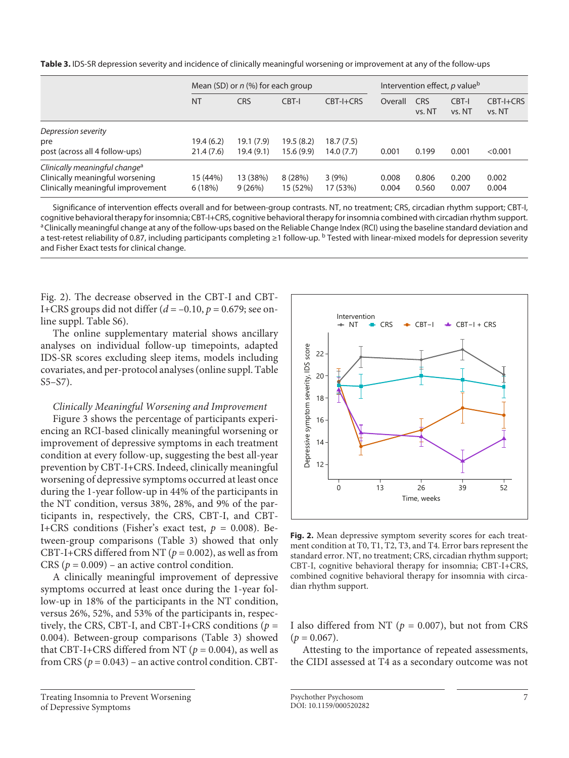**Table 3.** IDS-SR depression severity and incidence of clinically meaningful worsening or improvement at any of the follow-ups

| | Mean (SD) or *n* (%) for each group | | | | Intervention effect, *p* value[b] | | | |
|---|---|---|---|---|---|---|---|---|
| | NT | CRS | CBT-I | CBT-I+CRS | Overall | CRS vs. NT | CBT-I vs. NT | CBT-I+CRS vs. NT |
| *Depression severity* | | | | | | | | |
| pre | 19.4 (6.2) | 19.1 (7.9) | 19.5 (8.2) | 18.7 (7.5) | | | | |
| post (across all 4 follow-ups) | 21.4 (7.6) | 19.4 (9.1) | 15.6 (9.9) | 14.0 (7.7) | 0.001 | 0.199 | 0.001 | <0.001 |
| *Clinically meaningful change*[a] | | | | | | | | |
| Clinically meaningful worsening | 15 (44%) | 13 (38%) | 8 (28%) | 3 (9%) | 0.008 | 0.806 | 0.200 | 0.002 |
| Clinically meaningful improvement | 6 (18%) | 9 (26%) | 15 (52%) | 17 (53%) | 0.004 | 0.560 | 0.007 | 0.004 |

Significance of intervention effects overall and for between-group contrasts. NT, no treatment; CRS, circadian rhythm support; CBT-I, cognitive behavioral therapy for insomnia; CBT-I+CRS, cognitive behavioral therapy for insomnia combined with circadian rhythm support. [a] Clinically meaningful change at any of the follow-ups based on the Reliable Change Index (RCI) using the baseline standard deviation and a test-retest reliability of 0.87, including participants completing ≥1 follow-up. [b] Tested with linear-mixed models for depression severity and Fisher Exact tests for clinical change.

Fig. 2). The decrease observed in the CBT-I and CBT-I+CRS groups did not differ ($d = -0.10$, $p = 0.679$; see online suppl. Table S6).

The online supplementary material shows ancillary analyses on individual follow-up timepoints, adapted IDS-SR scores excluding sleep items, models including covariates, and per-protocol analyses (online suppl. Table S5–S7).

*Clinically Meaningful Worsening and Improvement*

Figure 3 shows the percentage of participants experiencing an RCI-based clinically meaningful worsening or improvement of depressive symptoms in each treatment condition at every follow-up, suggesting the best all-year prevention by CBT-I+CRS. Indeed, clinically meaningful worsening of depressive symptoms occurred at least once during the 1-year follow-up in 44% of the participants in the NT condition, versus 38%, 28%, and 9% of the participants in, respectively, the CRS, CBT-I, and CBT-I+CRS conditions (Fisher's exact test, $p = 0.008$). Between-group comparisons (Table 3) showed that only CBT-I+CRS differed from NT ($p = 0.002$), as well as from CRS ($p = 0.009$) – an active control condition.

A clinically meaningful improvement of depressive symptoms occurred at least once during the 1-year follow-up in 18% of the participants in the NT condition, versus 26%, 52%, and 53% of the participants in, respectively, the CRS, CBT-I, and CBT-I+CRS conditions ($p = 0.004$). Between-group comparisons (Table 3) showed that CBT-I+CRS differed from NT ($p = 0.004$), as well as from CRS ($p = 0.043$) – an active control condition. CBT-I also differed from NT ($p = 0.007$), but not from CRS ($p = 0.067$).

**Fig. 2.** Mean depressive symptom severity scores for each treatment condition at T0, T1, T2, T3, and T4. Error bars represent the standard error. NT, no treatment; CRS, circadian rhythm support; CBT-I, cognitive behavioral therapy for insomnia; CBT-I+CRS, combined cognitive behavioral therapy for insomnia with circadian rhythm support.

Attesting to the importance of repeated assessments, the CIDI assessed at T4 as a secondary outcome was not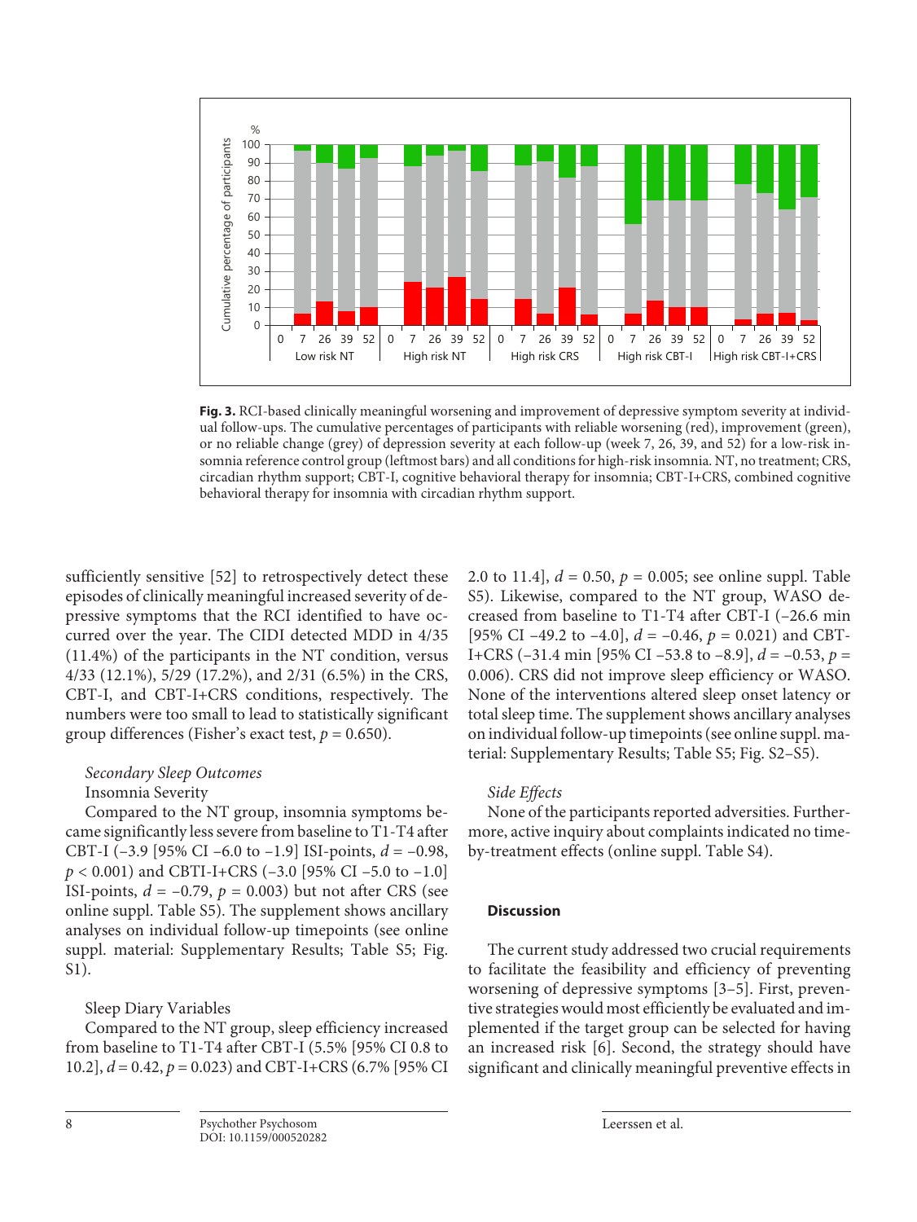Fig. 3. RCI-based clinically meaningful worsening and improvement of depressive symptom severity at individual follow-ups. The cumulative percentages of participants with reliable worsening (red), improvement (green), or no reliable change (grey) of depression severity at each follow-up (week 7, 26, 39, and 52) for a low-risk insomnia reference control group (leftmost bars) and all conditions for high-risk insomnia. NT, no treatment; CRS, circadian rhythm support; CBT-I, cognitive behavioral therapy for insomnia; CBT-I+CRS, combined cognitive behavioral therapy for insomnia with circadian rhythm support.

sufficiently sensitive [52] to retrospectively detect these episodes of clinically meaningful increased severity of depressive symptoms that the RCI identified to have occurred over the year. The CIDI detected MDD in 4/35 (11.4%) of the participants in the NT condition, versus 4/33 (12.1%), 5/29 (17.2%), and 2/31 (6.5%) in the CRS, CBT-I, and CBT-I+CRS conditions, respectively. The numbers were too small to lead to statistically significant group differences (Fisher's exact test, $p = 0.650$).

*Secondary Sleep Outcomes*

Insomnia Severity

Compared to the NT group, insomnia symptoms became significantly less severe from baseline to T1-T4 after CBT-I (–3.9 [95% CI –6.0 to –1.9] ISI-points, $d = -0.98$, $p < 0.001$) and CBTI-I+CRS (–3.0 [95% CI –5.0 to –1.0] ISI-points, $d = -0.79$, $p = 0.003$) but not after CRS (see online suppl. Table S5). The supplement shows ancillary analyses on individual follow-up timepoints (see online suppl. material: Supplementary Results; Table S5; Fig. S1).

Sleep Diary Variables

Compared to the NT group, sleep efficiency increased from baseline to T1-T4 after CBT-I (5.5% [95% CI 0.8 to 10.2], $d = 0.42$, $p = 0.023$) and CBT-I+CRS (6.7% [95% CI 2.0 to 11.4], $d = 0.50$, $p = 0.005$; see online suppl. Table S5). Likewise, compared to the NT group, WASO decreased from baseline to T1-T4 after CBT-I (–26.6 min [95% CI –49.2 to –4.0], $d = -0.46$, $p = 0.021$) and CBT-I+CRS (–31.4 min [95% CI –53.8 to –8.9], $d = -0.53$, $p = 0.006$). CRS did not improve sleep efficiency or WASO. None of the interventions altered sleep onset latency or total sleep time. The supplement shows ancillary analyses on individual follow-up timepoints (see online suppl. material: Supplementary Results; Table S5; Fig. S2–S5).

*Side Effects*

None of the participants reported adversities. Furthermore, active inquiry about complaints indicated no time-by-treatment effects (online suppl. Table S4).

## Discussion

The current study addressed two crucial requirements to facilitate the feasibility and efficiency of preventing worsening of depressive symptoms [3–5]. First, preventive strategies would most efficiently be evaluated and implemented if the target group can be selected for having an increased risk [6]. Second, the strategy should have significant and clinically meaningful preventive effects in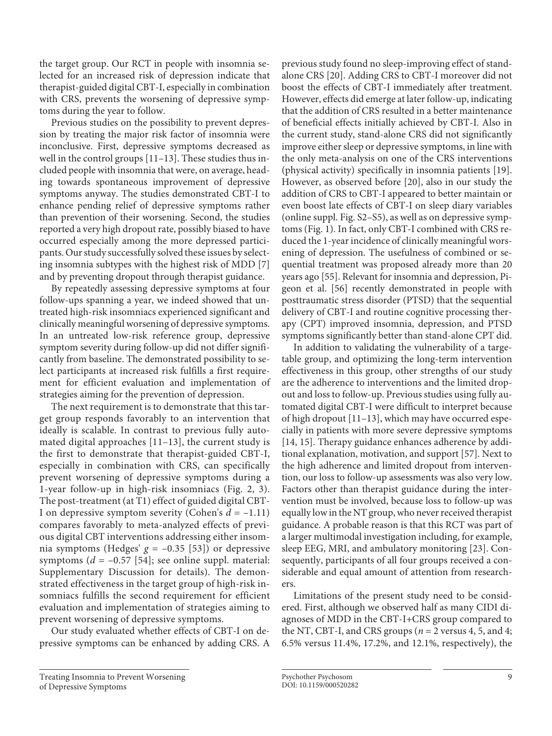the target group. Our RCT in people with insomnia selected for an increased risk of depression indicate that therapist-guided digital CBT-I, especially in combination with CRS, prevents the worsening of depressive symptoms during the year to follow.

Previous studies on the possibility to prevent depression by treating the major risk factor of insomnia were inconclusive. First, depressive symptoms decreased as well in the control groups [11–13]. These studies thus included people with insomnia that were, on average, heading towards spontaneous improvement of depressive symptoms anyway. The studies demonstrated CBT-I to enhance pending relief of depressive symptoms rather than prevention of their worsening. Second, the studies reported a very high dropout rate, possibly biased to have occurred especially among the more depressed participants. Our study successfully solved these issues by selecting insomnia subtypes with the highest risk of MDD [7] and by preventing dropout through therapist guidance.

By repeatedly assessing depressive symptoms at four follow-ups spanning a year, we indeed showed that untreated high-risk insomniacs experienced significant and clinically meaningful worsening of depressive symptoms. In an untreated low-risk reference group, depressive symptom severity during follow-up did not differ significantly from baseline. The demonstrated possibility to select participants at increased risk fulfills a first requirement for efficient evaluation and implementation of strategies aiming for the prevention of depression.

The next requirement is to demonstrate that this target group responds favorably to an intervention that ideally is scalable. In contrast to previous fully automated digital approaches [11–13], the current study is the first to demonstrate that therapist-guided CBT-I, especially in combination with CRS, can specifically prevent worsening of depressive symptoms during a 1-year follow-up in high-risk insomniacs (Fig. 2, 3). The post-treatment (at T1) effect of guided digital CBT-I on depressive symptom severity (Cohen's $d = -1.11$) compares favorably to meta-analyzed effects of previous digital CBT interventions addressing either insomnia symptoms (Hedges' $g = -0.35$ [53]) or depressive symptoms ($d = -0.57$ [54]; see online suppl. material: Supplementary Discussion for details). The demonstrated effectiveness in the target group of high-risk insomniacs fulfills the second requirement for efficient evaluation and implementation of strategies aiming to prevent worsening of depressive symptoms.

Our study evaluated whether effects of CBT-I on depressive symptoms can be enhanced by adding CRS. A previous study found no sleep-improving effect of stand-alone CRS [20]. Adding CRS to CBT-I moreover did not boost the effects of CBT-I immediately after treatment. However, effects did emerge at later follow-up, indicating that the addition of CRS resulted in a better maintenance of beneficial effects initially achieved by CBT-I. Also in the current study, stand-alone CRS did not significantly improve either sleep or depressive symptoms, in line with the only meta-analysis on one of the CRS interventions (physical activity) specifically in insomnia patients [19]. However, as observed before [20], also in our study the addition of CRS to CBT-I appeared to better maintain or even boost late effects of CBT-I on sleep diary variables (online suppl. Fig. S2–S5), as well as on depressive symptoms (Fig. 1). In fact, only CBT-I combined with CRS reduced the 1-year incidence of clinically meaningful worsening of depression. The usefulness of combined or sequential treatment was proposed already more than 20 years ago [55]. Relevant for insomnia and depression, Pigeon et al. [56] recently demonstrated in people with posttraumatic stress disorder (PTSD) that the sequential delivery of CBT-I and routine cognitive processing therapy (CPT) improved insomnia, depression, and PTSD symptoms significantly better than stand-alone CPT did.

In addition to validating the vulnerability of a targetable group, and optimizing the long-term intervention effectiveness in this group, other strengths of our study are the adherence to interventions and the limited dropout and loss to follow-up. Previous studies using fully automated digital CBT-I were difficult to interpret because of high dropout [11–13], which may have occurred especially in patients with more severe depressive symptoms [14, 15]. Therapy guidance enhances adherence by additional explanation, motivation, and support [57]. Next to the high adherence and limited dropout from intervention, our loss to follow-up assessments was also very low. Factors other than therapist guidance during the intervention must be involved, because loss to follow-up was equally low in the NT group, who never received therapist guidance. A probable reason is that this RCT was part of a larger multimodal investigation including, for example, sleep EEG, MRI, and ambulatory monitoring [23]. Consequently, participants of all four groups received a considerable and equal amount of attention from researchers.

Limitations of the present study need to be considered. First, although we observed half as many CIDI diagnoses of MDD in the CBT-I+CRS group compared to the NT, CBT-I, and CRS groups ($n = 2$ versus 4, 5, and 4; 6.5% versus 11.4%, 17.2%, and 12.1%, respectively), the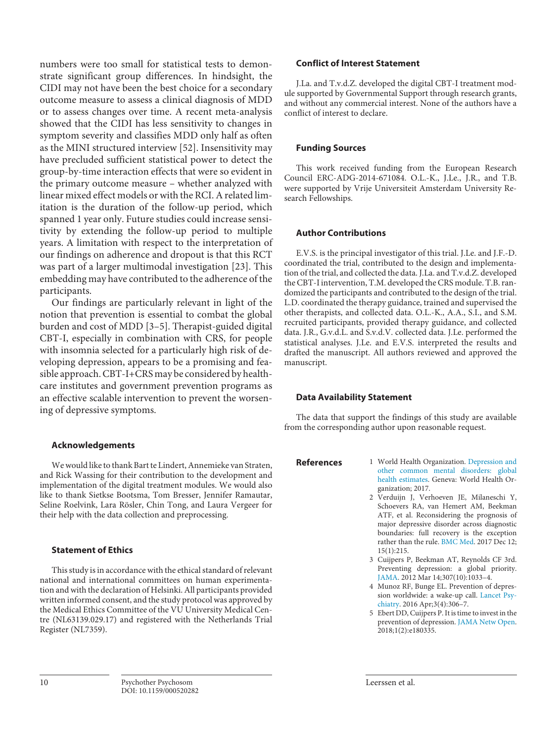numbers were too small for statistical tests to demonstrate significant group differences. In hindsight, the CIDI may not have been the best choice for a secondary outcome measure to assess a clinical diagnosis of MDD or to assess changes over time. A recent meta-analysis showed that the CIDI has less sensitivity to changes in symptom severity and classifies MDD only half as often as the MINI structured interview [52]. Insensitivity may have precluded sufficient statistical power to detect the group-by-time interaction effects that were so evident in the primary outcome measure – whether analyzed with linear mixed effect models or with the RCI. A related limitation is the duration of the follow-up period, which spanned 1 year only. Future studies could increase sensitivity by extending the follow-up period to multiple years. A limitation with respect to the interpretation of our findings on adherence and dropout is that this RCT was part of a larger multimodal investigation [23]. This embedding may have contributed to the adherence of the participants.

Our findings are particularly relevant in light of the notion that prevention is essential to combat the global burden and cost of MDD [3–5]. Therapist-guided digital CBT-I, especially in combination with CRS, for people with insomnia selected for a particularly high risk of developing depression, appears to be a promising and feasible approach. CBT-I+CRS may be considered by healthcare institutes and government prevention programs as an effective scalable intervention to prevent the worsening of depressive symptoms.

### Acknowledgements

We would like to thank Bart te Lindert, Annemieke van Straten, and Rick Wassing for their contribution to the development and implementation of the digital treatment modules. We would also like to thank Sietkse Bootsma, Tom Bresser, Jennifer Ramautar, Seline Roelvink, Lara Rösler, Chin Tong, and Laura Vergeer for their help with the data collection and preprocessing.

### Statement of Ethics

This study is in accordance with the ethical standard of relevant national and international committees on human experimentation and with the declaration of Helsinki. All participants provided written informed consent, and the study protocol was approved by the Medical Ethics Committee of the VU University Medical Centre (NL63139.029.17) and registered with the Netherlands Trial Register (NL7359).

### Conflict of Interest Statement

J.La. and T.v.d.Z. developed the digital CBT-I treatment module supported by Governmental Support through research grants, and without any commercial interest. None of the authors have a conflict of interest to declare.

### Funding Sources

This work received funding from the European Research Council ERC-ADG-2014-671084. O.L.-K., J.Le., J.R., and T.B. were supported by Vrije Universiteit Amsterdam University Research Fellowships.

### Author Contributions

E.V.S. is the principal investigator of this trial. J.Le. and J.F.-D. coordinated the trial, contributed to the design and implementation of the trial, and collected the data. J.La. and T.v.d.Z. developed the CBT-I intervention, T.M. developed the CRS module. T.B. randomized the participants and contributed to the design of the trial. L.D. coordinated the therapy guidance, trained and supervised the other therapists, and collected data. O.L.-K., A.A., S.I., and S.M. recruited participants, provided therapy guidance, and collected data. J.R., G.v.d.L. and S.v.d.V. collected data. J.Le. performed the statistical analyses. J.Le. and E.V.S. interpreted the results and drafted the manuscript. All authors reviewed and approved the manuscript.

### Data Availability Statement

The data that support the findings of this study are available from the corresponding author upon reasonable request.

### References

1. World Health Organization. Depression and other common mental disorders: global health estimates. Geneva: World Health Organization; 2017.
2. Verduijn J, Verhoeven JE, Milaneschi Y, Schoevers RA, van Hemert AM, Beekman ATF, et al. Reconsidering the prognosis of major depressive disorder across diagnostic boundaries: full recovery is the exception rather than the rule. BMC Med. 2017 Dec 12; 15(1):215.
3. Cuijpers P, Beekman AT, Reynolds CF 3rd. Preventing depression: a global priority. JAMA. 2012 Mar 14;307(10):1033–4.
4. Munoz RF, Bunge EL. Prevention of depression worldwide: a wake-up call. Lancet Psychiatry. 2016 Apr;3(4):306–7.
5. Ebert DD, Cuijpers P. It is time to invest in the prevention of depression. JAMA Netw Open. 2018;1(2):e180335.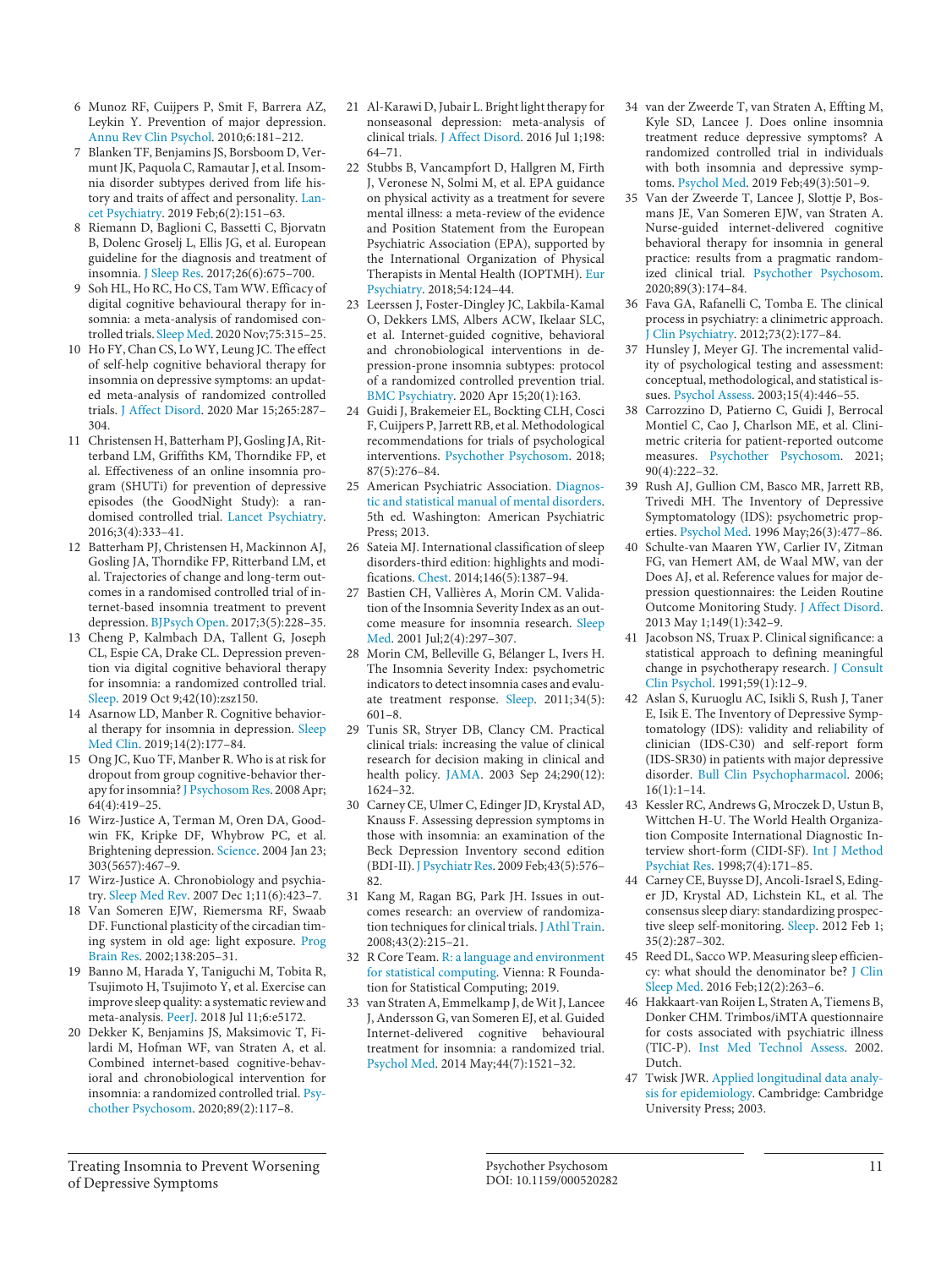6 Munoz RF, Cuijpers P, Smit F, Barrera AZ, Leykin Y. Prevention of major depression. Annu Rev Clin Psychol. 2010;6:181–212.

7 Blanken TF, Benjamins JS, Borsboom D, Vermunt JK, Paquola C, Ramautar J, et al. Insomnia disorder subtypes derived from life history and traits of affect and personality. Lancet Psychiatry. 2019 Feb;6(2):151–63.

8 Riemann D, Baglioni C, Bassetti C, Bjorvatn B, Dolenc Groselj L, Ellis JG, et al. European guideline for the diagnosis and treatment of insomnia. J Sleep Res. 2017;26(6):675–700.

9 Soh HL, Ho RC, Ho CS, Tam WW. Efficacy of digital cognitive behavioural therapy for insomnia: a meta-analysis of randomised controlled trials. Sleep Med. 2020 Nov;75:315–25.

10 Ho FY, Chan CS, Lo WY, Leung JC. The effect of self-help cognitive behavioral therapy for insomnia on depressive symptoms: an updated meta-analysis of randomized controlled trials. J Affect Disord. 2020 Mar 15;265:287–304.

11 Christensen H, Batterham PJ, Gosling JA, Ritterband LM, Griffiths KM, Thorndike FP, et al. Effectiveness of an online insomnia program (SHUTi) for prevention of depressive episodes (the GoodNight Study): a randomised controlled trial. Lancet Psychiatry. 2016;3(4):333–41.

12 Batterham PJ, Christensen H, Mackinnon AJ, Gosling JA, Thorndike FP, Ritterband LM, et al. Trajectories of change and long-term outcomes in a randomised controlled trial of internet-based insomnia treatment to prevent depression. BJPsych Open. 2017;3(5):228–35.

13 Cheng P, Kalmbach DA, Tallent G, Joseph CL, Espie CA, Drake CL. Depression prevention via digital cognitive behavioral therapy for insomnia: a randomized controlled trial. Sleep. 2019 Oct 9;42(10):zsz150.

14 Asarnow LD, Manber R. Cognitive behavioral therapy for insomnia in depression. Sleep Med Clin. 2019;14(2):177–84.

15 Ong JC, Kuo TF, Manber R. Who is at risk for dropout from group cognitive-behavior therapy for insomnia? J Psychosom Res. 2008 Apr; 64(4):419–25.

16 Wirz-Justice A, Terman M, Oren DA, Goodwin FK, Kripke DF, Whybrow PC, et al. Brightening depression. Science. 2004 Jan 23; 303(5657):467–9.

17 Wirz-Justice A. Chronobiology and psychiatry. Sleep Med Rev. 2007 Dec 1;11(6):423–7.

18 Van Someren EJW, Riemersma RF, Swaab DF. Functional plasticity of the circadian timing system in old age: light exposure. Prog Brain Res. 2002;138:205–31.

19 Banno M, Harada Y, Taniguchi M, Tobita R, Tsujimoto H, Tsujimoto Y, et al. Exercise can improve sleep quality: a systematic review and meta-analysis. PeerJ. 2018 Jul 11;6:e5172.

20 Dekker K, Benjamins JS, Maksimovic T, Filardi M, Hofman WF, van Straten A, et al. Combined internet-based cognitive-behavioral and chronobiological intervention for insomnia: a randomized controlled trial. Psychother Psychosom. 2020;89(2):117–8.

21 Al-Karawi D, Jubair L. Bright light therapy for nonseasonal depression: meta-analysis of clinical trials. J Affect Disord. 2016 Jul 1;198: 64–71.

22 Stubbs B, Vancampfort D, Hallgren M, Firth J, Veronese N, Solmi M, et al. EPA guidance on physical activity as a treatment for severe mental illness: a meta-review of the evidence and Position Statement from the European Psychiatric Association (EPA), supported by the International Organization of Physical Therapists in Mental Health (IOPTMH). Eur Psychiatry. 2018;54:124–44.

23 Leerssen J, Foster-Dingley JC, Lakbila-Kamal O, Dekkers LMS, Albers ACW, Ikelaar SLC, et al. Internet-guided cognitive, behavioral and chronobiological interventions in depression-prone insomnia subtypes: protocol of a randomized controlled prevention trial. BMC Psychiatry. 2020 Apr 15;20(1):163.

24 Guidi J, Brakemeier EL, Bockting CLH, Cosci F, Cuijpers P, Jarrett RB, et al. Methodological recommendations for trials of psychological interventions. Psychother Psychosom. 2018; 87(5):276–84.

25 American Psychiatric Association. Diagnostic and statistical manual of mental disorders. 5th ed. Washington: American Psychiatric Press; 2013.

26 Sateia MJ. International classification of sleep disorders-third edition: highlights and modifications. Chest. 2014;146(5):1387–94.

27 Bastien CH, Vallières A, Morin CM. Validation of the Insomnia Severity Index as an outcome measure for insomnia research. Sleep Med. 2001 Jul;2(4):297–307.

28 Morin CM, Belleville G, Bélanger L, Ivers H. The Insomnia Severity Index: psychometric indicators to detect insomnia cases and evaluate treatment response. Sleep. 2011;34(5): 601–8.

29 Tunis SR, Stryer DB, Clancy CM. Practical clinical trials: increasing the value of clinical research for decision making in clinical and health policy. JAMA. 2003 Sep 24;290(12): 1624–32.

30 Carney CE, Ulmer C, Edinger JD, Krystal AD, Knauss F. Assessing depression symptoms in those with insomnia: an examination of the Beck Depression Inventory second edition (BDI-II). J Psychiatr Res. 2009 Feb;43(5):576–82.

31 Kang M, Ragan BG, Park JH. Issues in outcomes research: an overview of randomization techniques for clinical trials. J Athl Train. 2008;43(2):215–21.

32 R Core Team. R: a language and environment for statistical computing. Vienna: R Foundation for Statistical Computing; 2019.

33 van Straten A, Emmelkamp J, de Wit J, Lancee J, Andersson G, van Someren EJ, et al. Guided Internet-delivered cognitive behavioural treatment for insomnia: a randomized trial. Psychol Med. 2014 May;44(7):1521–32.

34 van der Zweerde T, van Straten A, Effting M, Kyle SD, Lancee J. Does online insomnia treatment reduce depressive symptoms? A randomized controlled trial in individuals with both insomnia and depressive symptoms. Psychol Med. 2019 Feb;49(3):501–9.

35 Van der Zweerde T, Lancee J, Slottje P, Bosmans JE, Van Someren EJW, van Straten A. Nurse-guided internet-delivered cognitive behavioral therapy for insomnia in general practice: results from a pragmatic randomized clinical trial. Psychother Psychosom. 2020;89(3):174–84.

36 Fava GA, Rafanelli C, Tomba E. The clinical process in psychiatry: a clinimetric approach. J Clin Psychiatry. 2012;73(2):177–84.

37 Hunsley J, Meyer GJ. The incremental validity of psychological testing and assessment: conceptual, methodological, and statistical issues. Psychol Assess. 2003;15(4):446–55.

38 Carrozzino D, Patierno C, Guidi J, Berrocal Montiel C, Cao J, Charlson ME, et al. Clinimetric criteria for patient-reported outcome measures. Psychother Psychosom. 2021; 90(4):222–32.

39 Rush AJ, Gullion CM, Basco MR, Jarrett RB, Trivedi MH. The Inventory of Depressive Symptomatology (IDS): psychometric properties. Psychol Med. 1996 May;26(3):477–86.

40 Schulte-van Maaren YW, Carlier IV, Zitman FG, van Hemert AM, de Waal MW, van der Does AJ, et al. Reference values for major depression questionnaires: the Leiden Routine Outcome Monitoring Study. J Affect Disord. 2013 May 1;149(1):342–9.

41 Jacobson NS, Truax P. Clinical significance: a statistical approach to defining meaningful change in psychotherapy research. J Consult Clin Psychol. 1991;59(1):12–9.

42 Aslan S, Kuruoglu AC, Isikli S, Rush J, Taner E, Isik E. The Inventory of Depressive Symptomatology (IDS): validity and reliability of clinician (IDS-C30) and self-report form (IDS-SR30) in patients with major depressive disorder. Bull Clin Psychopharmacol. 2006; 16(1):1–14.

43 Kessler RC, Andrews G, Mroczek D, Ustun B, Wittchen H-U. The World Health Organization Composite International Diagnostic Interview short-form (CIDI-SF). Int J Method Psychiat Res. 1998;7(4):171–85.

44 Carney CE, Buysse DJ, Ancoli-Israel S, Edinger JD, Krystal AD, Lichstein KL, et al. The consensus sleep diary: standardizing prospective sleep self-monitoring. Sleep. 2012 Feb 1; 35(2):287–302.

45 Reed DL, Sacco WP. Measuring sleep efficiency: what should the denominator be? J Clin Sleep Med. 2016 Feb;12(2):263–6.

46 Hakkaart-van Roijen L, Straten A, Tiemens B, Donker CHM. Trimbos/iMTA questionnaire for costs associated with psychiatric illness (TIC-P). Inst Med Technol Assess. 2002. Dutch.

47 Twisk JWR. Applied longitudinal data analysis for epidemiology. Cambridge: Cambridge University Press; 2003.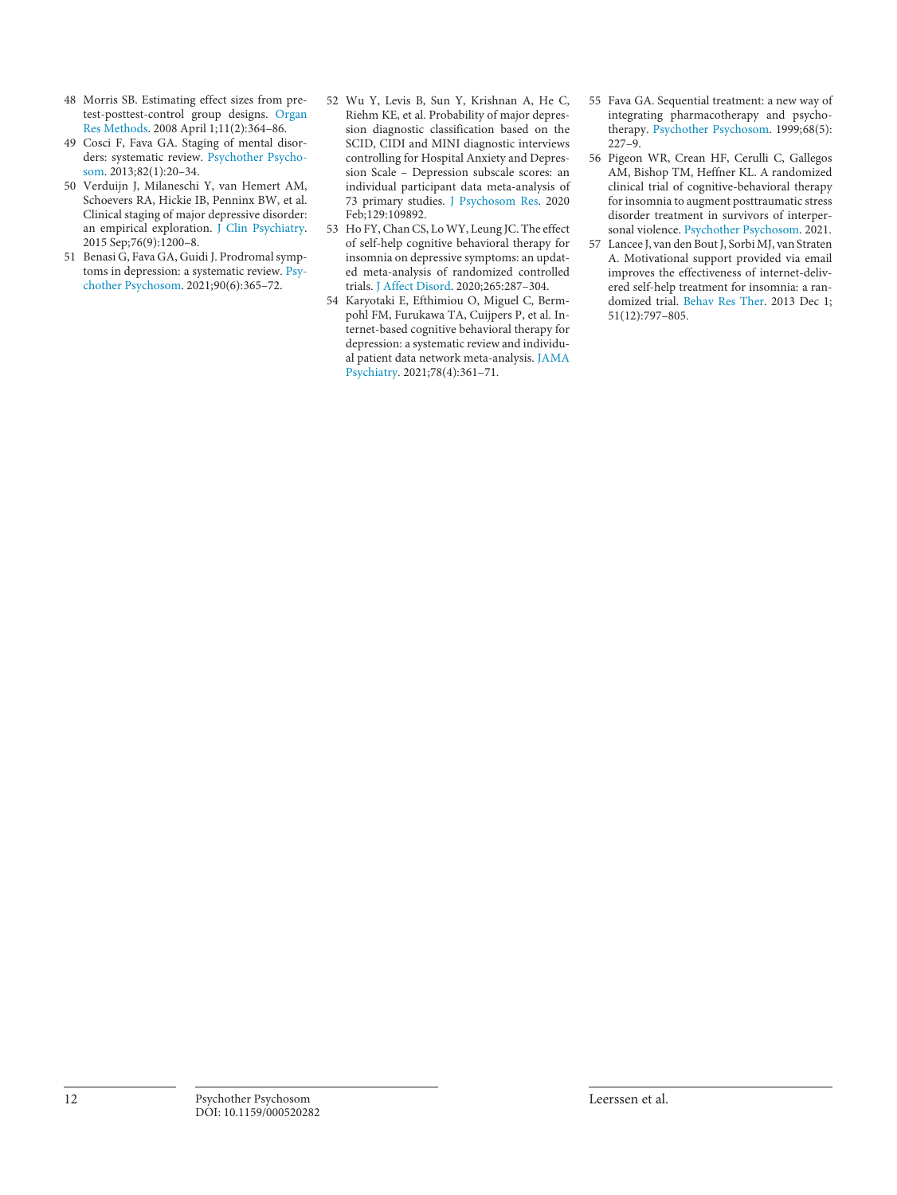48 Morris SB. Estimating effect sizes from pretest-posttest-control group designs. Organ Res Methods. 2008 April 1;11(2):364–86.

49 Cosci F, Fava GA. Staging of mental disorders: systematic review. Psychother Psychosom. 2013;82(1):20–34.

50 Verduijn J, Milaneschi Y, van Hemert AM, Schoevers RA, Hickie IB, Penninx BW, et al. Clinical staging of major depressive disorder: an empirical exploration. J Clin Psychiatry. 2015 Sep;76(9):1200–8.

51 Benasi G, Fava GA, Guidi J. Prodromal symptoms in depression: a systematic review. Psychother Psychosom. 2021;90(6):365–72.

52 Wu Y, Levis B, Sun Y, Krishnan A, He C, Riehm KE, et al. Probability of major depression diagnostic classification based on the SCID, CIDI and MINI diagnostic interviews controlling for Hospital Anxiety and Depression Scale – Depression subscale scores: an individual participant data meta-analysis of 73 primary studies. J Psychosom Res. 2020 Feb;129:109892.

53 Ho FY, Chan CS, Lo WY, Leung JC. The effect of self-help cognitive behavioral therapy for insomnia on depressive symptoms: an updated meta-analysis of randomized controlled trials. J Affect Disord. 2020;265:287–304.

54 Karyotaki E, Efthimiou O, Miguel C, Bermpohl FM, Furukawa TA, Cuijpers P, et al. Internet-based cognitive behavioral therapy for depression: a systematic review and individual patient data network meta-analysis. JAMA Psychiatry. 2021;78(4):361–71.

55 Fava GA. Sequential treatment: a new way of integrating pharmacotherapy and psychotherapy. Psychother Psychosom. 1999;68(5):227–9.

56 Pigeon WR, Crean HF, Cerulli C, Gallegos AM, Bishop TM, Heffner KL. A randomized clinical trial of cognitive-behavioral therapy for insomnia to augment posttraumatic stress disorder treatment in survivors of interpersonal violence. Psychother Psychosom. 2021.

57 Lancee J, van den Bout J, Sorbi MJ, van Straten A. Motivational support provided via email improves the effectiveness of internet-delivered self-help treatment for insomnia: a randomized trial. Behav Res Ther. 2013 Dec 1;51(12):797–805.